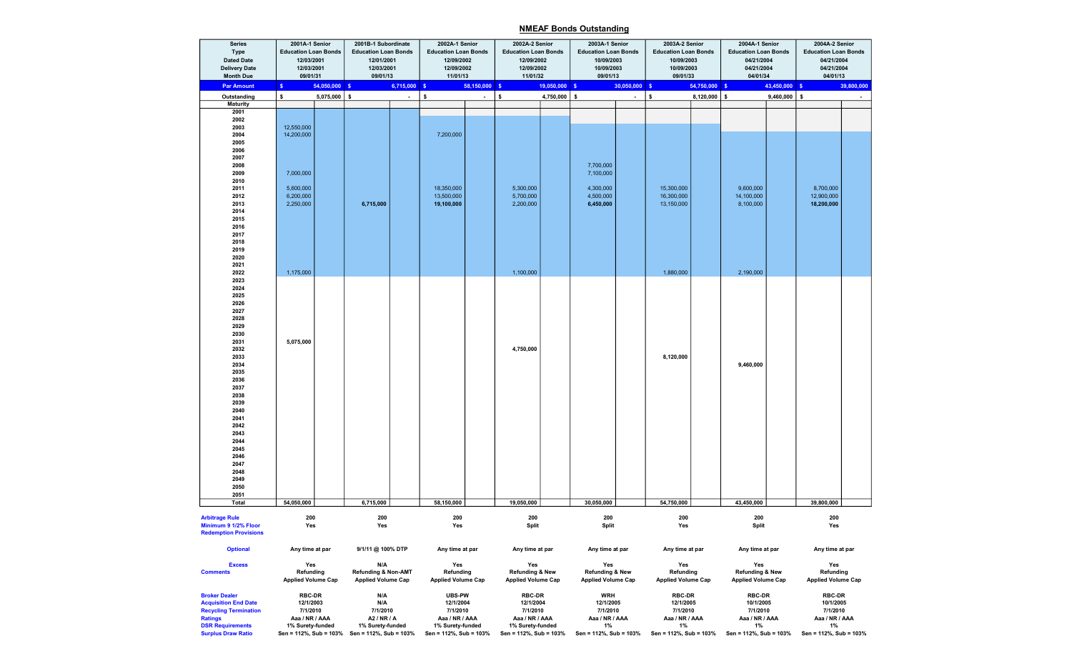## NMEAF Bonds Outstanding

| Series | 2001A-1 Senior | 2001B-1 Subordinate | 2002A-1 Senior | 2002A-2 Senior | 2003A-1 Senior | 2003A-2 Senior | 2004A-1 Senior | 2004A-2 Senior |
|---|---|---|---|---|---|---|---|---|
| Type | Education Loan Bonds | Education Loan Bonds | Education Loan Bonds | Education Loan Bonds | Education Loan Bonds | Education Loan Bonds | Education Loan Bonds | Education Loan Bonds |
| Dated Date | 12/03/2001 | 12/01/2001 | 12/09/2002 | 12/09/2002 | 10/09/2003 | 10/09/2003 | 04/21/2004 | 04/21/2004 |
| Delivery Date | 12/03/2001 | 12/03/2001 | 12/09/2002 | 12/09/2002 | 10/09/2003 | 10/09/2003 | 04/21/2004 | 04/21/2004 |
| Month Due | 09/01/31 | 09/01/13 | 11/01/13 | 11/01/32 | 09/01/13 | 09/01/33 | 04/01/34 | 04/01/13 |
| **Par Amount** | $ 54,050,000 | $ 6,715,000 | $ 58,150,000 | $ 19,050,000 | $ 30,050,000 | $ 54,750,000 | $ 43,450,000 | $ 39,800,000 |
| Outstanding | $ 5,075,000 | $ - | $ - | $ 4,750,000 | $ - | $ 8,120,000 | $ 9,460,000 | $ - |
| **Maturity** | | | | | | | | |
| 2001 | | | | | | | | |
| 2002 | | | | | | | | |
| 2003 | 12,550,000 | | | | | | | |
| 2004 | 14,200,000 | | 7,200,000 | | | | | |
| 2005 | | | | | | | | |
| 2006 | | | | | | | | |
| 2007 | | | | | | | | |
| 2008 | | | | | 7,700,000 | | | |
| 2009 | 7,000,000 | | | | 7,100,000 | | | |
| 2010 | | | 18,350,000 | 5,300,000 | | | | |
| 2011 | 5,600,000 | | 18,350,000 | 5,300,000 | 4,300,000 | 15,300,000 | 9,600,000 | 8,700,000 |
| 2012 | 6,200,000 | | 13,500,000 | 5,700,000 | 4,500,000 | 16,300,000 | 14,100,000 | 12,900,000 |
| 2013 | 2,250,000 | **6,715,000** | **19,100,000** | 2,200,000 | **6,450,000** | 13,150,000 | 8,100,000 | **18,200,000** |
| 2014 | | | | | | | | |
| 2015 | | | | | | | | |
| 2016 | | | | | | | | |
| 2017 | | | | | | | | |
| 2018 | | | | | | | | |
| 2019 | | | | | | | | |
| 2020 | | | | | | | | |
| 2021 | | | | | | | | |
| 2022 | 1,175,000 | | | 1,100,000 | | 1,880,000 | 2,190,000 | |
| 2023 | | | | | | | | |
| 2024 | | | | | | | | |
| 2025 | | | | | | | | |
| 2026 | | | | | | | | |
| 2027 | | | | | | | | |
| 2028 | | | | | | | | |
| 2029 | | | | | | | | |
| 2030 | | | | | | | | |
| 2031 | **5,075,000** | | | | | | | |
| 2032 | | | | **4,750,000** | | | | |
| 2033 | | | | | | **8,120,000** | | |
| 2034 | | | | | | | **9,460,000** | |
| 2035 | | | | | | | | |
| 2036 | | | | | | | | |
| 2037 | | | | | | | | |
| 2038 | | | | | | | | |
| 2039 | | | | | | | | |
| 2040 | | | | | | | | |
| 2041 | | | | | | | | |
| 2042 | | | | | | | | |
| 2043 | | | | | | | | |
| 2044 | | | | | | | | |
| 2045 | | | | | | | | |
| 2046 | | | | | | | | |
| 2047 | | | | | | | | |
| 2048 | | | | | | | | |
| 2049 | | | | | | | | |
| 2050 | | | | | | | | |
| 2051 | | | | | | | | |
| **Total** | 54,050,000 | 6,715,000 | 58,150,000 | 19,050,000 | 30,050,000 | 54,750,000 | 43,450,000 | 39,800,000 |
| **Arbitrage Rule** | 200 | 200 | 200 | 200 | 200 | 200 | 200 | 200 |
| **Minimum 9 1/2% Floor** | Yes | Yes | Yes | Split | Split | Yes | Split | Yes |
| **Redemption Provisions** | | | | | | | | |
| **Optional** | Any time at par | 9/1/11 @ 100% DTP | Any time at par | Any time at par | Any time at par | Any time at par | Any time at par | Any time at par |
| **Excess** | Yes | N/A | Yes | Yes | Yes | Yes | Yes | Yes |
| **Comments** | Refunding Applied Volume Cap | Refunding & Non-AMT Applied Volume Cap | Refunding Applied Volume Cap | Refunding & New Applied Volume Cap | Refunding & New Applied Volume Cap | Refunding Applied Volume Cap | Refunding & New Applied Volume Cap | Refunding Applied Volume Cap |
| **Broker Dealer** | RBC-DR | N/A | UBS-PW | RBC-DR | WRH | RBC-DR | RBC-DR | RBC-DR |
| **Acquisition End Date** | 12/1/2003 | N/A | 12/1/2004 | 12/1/2004 | 12/1/2005 | 12/1/2005 | 10/1/2005 | 10/1/2005 |
| **Recycling Termination** | 7/1/2010 | 7/1/2010 | 7/1/2010 | 7/1/2010 | 7/1/2010 | 7/1/2010 | 7/1/2010 | 7/1/2010 |
| **Ratings** | Aaa / NR / AAA | A2 / NR / A | Aaa / NR / AAA | Aaa / NR / AAA | Aaa / NR / AAA | Aaa / NR / AAA | Aaa / NR / AAA | Aaa / NR / AAA |
| **DSR Requirements** | 1% Surety-funded | 1% Surety-funded | 1% Surety-funded | 1% Surety-funded | 1% | 1% | 1% | 1% |
| **Surplus Draw Ratio** | Sen = 112%, Sub = 103% | Sen = 112%, Sub = 103% | Sen = 112%, Sub = 103% | Sen = 112%, Sub = 103% | Sen = 112%, Sub = 103% | Sen = 112%, Sub = 103% | Sen = 112%, Sub = 103% | Sen = 112%, Sub = 103% |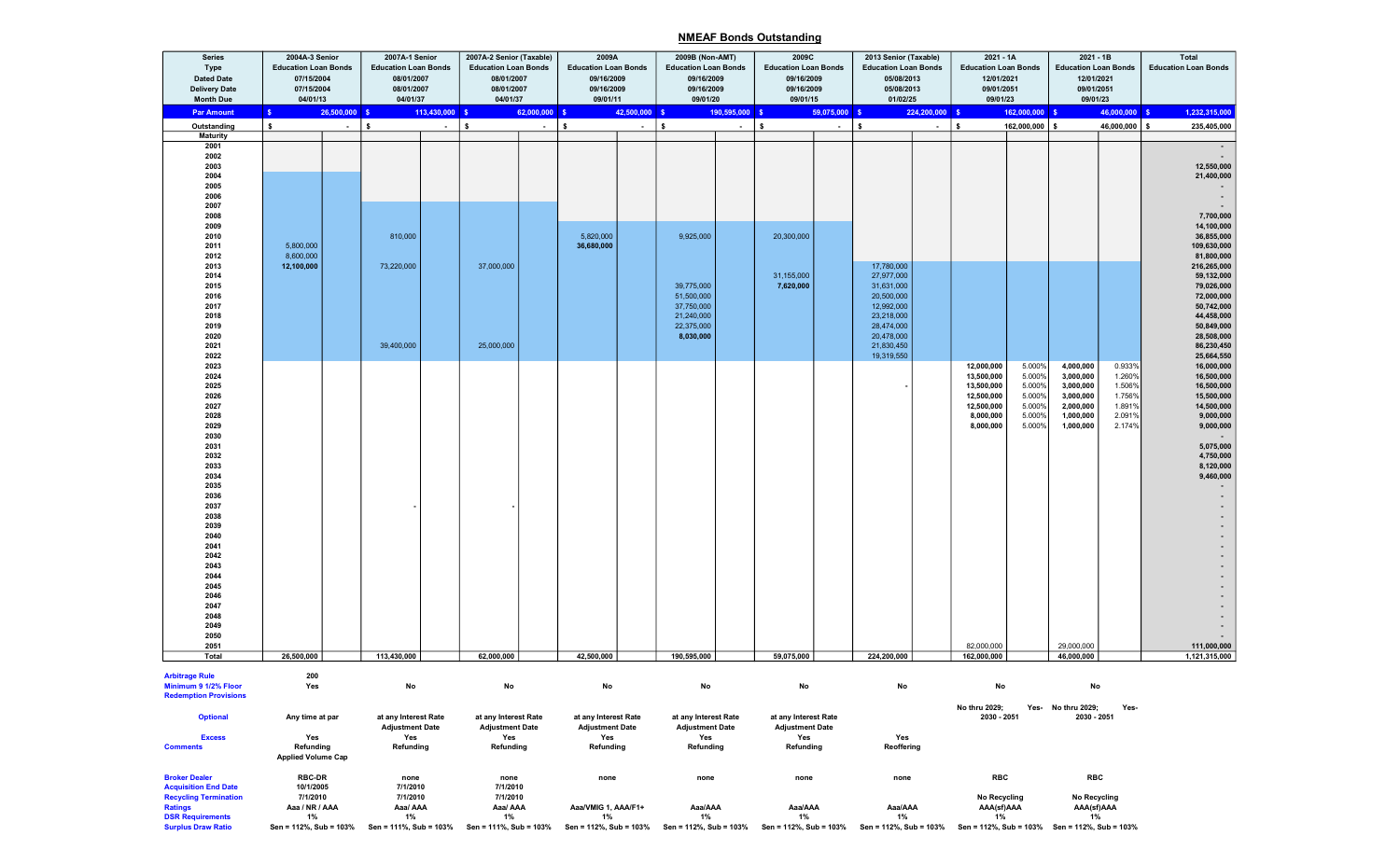## NMEAF Bonds Outstanding

| Series | 2004A-3 Senior | 2007A-1 Senior | 2007A-2 Senior (Taxable) | 2009A | 2009B (Non-AMT) | 2009C | 2013 Senior (Taxable) | 2021 - 1A | | 2021 - 1B | | Total |
|---|---|---|---|---|---|---|---|---|---|---|---|---|
| Type | Education Loan Bonds | Education Loan Bonds | Education Loan Bonds | Education Loan Bonds | Education Loan Bonds | Education Loan Bonds | Education Loan Bonds | Education Loan Bonds | | Education Loan Bonds | | Education Loan Bonds |
| Dated Date | 07/15/2004 | 08/01/2007 | 08/01/2007 | 09/16/2009 | 09/16/2009 | 09/16/2009 | 05/08/2013 | 12/01/2021 | | 12/01/2021 | | |
| Delivery Date | 07/15/2004 | 08/01/2007 | 08/01/2007 | 09/16/2009 | 09/16/2009 | 09/16/2009 | 05/08/2013 | 09/01/2051 | | 09/01/2051 | | |
| Month Due | 04/01/13 | 04/01/37 | 04/01/37 | 09/01/11 | 09/01/20 | 09/01/15 | 01/02/25 | 09/01/23 | | 09/01/23 | | |
| **Par Amount** | $ 26,500,000 | $ 113,430,000 | $ 62,000,000 | $ 42,500,000 | $ 190,595,000 | $ 59,075,000 | $ 224,200,000 | $ 162,000,000 | | $ 46,000,000 | | $ 1,232,315,000 |
| **Outstanding** | $ - | $ - | $ - | $ - | $ - | $ - | $ - | $ 162,000,000 | | $ 46,000,000 | | $ 235,405,000 |
| **Maturity** | | | | | | | | | | | | |
| 2001 | | | | | | | | | | | | - |
| 2002 | | | | | | | | | | | | - |
| 2003 | | | | | | | | | | | | 12,550,000 |
| 2004 | | | | | | | | | | | | 21,400,000 |
| 2005 | | | | | | | | | | | | - |
| 2006 | | | | | | | | | | | | - |
| 2007 | | | | | | | | | | | | - |
| 2008 | | | | | | | | | | | | 7,700,000 |
| 2009 | | | | | | | | | | | | 14,100,000 |
| 2010 | | 810,000 | | 5,820,000 | 9,925,000 | 20,300,000 | | | | | | 36,855,000 |
| 2011 | 5,800,000 | | | 36,680,000 | | | | | | | | 109,630,000 |
| 2012 | 8,600,000 | | | | | | | | | | | 81,800,000 |
| 2013 | 12,100,000 | 73,220,000 | 37,000,000 | | | | 17,780,000 | | | | | 216,265,000 |
| 2014 | | | | | | 31,155,000 | 27,977,000 | | | | | 59,132,000 |
| 2015 | | | | | 39,775,000 | 7,620,000 | 31,631,000 | | | | | 79,026,000 |
| 2016 | | | | | 51,500,000 | | 20,500,000 | | | | | 72,000,000 |
| 2017 | | | | | 37,750,000 | | 12,992,000 | | | | | 50,742,000 |
| 2018 | | | | | 21,240,000 | | 23,218,000 | | | | | 44,458,000 |
| 2019 | | | | | 22,375,000 | | 28,474,000 | | | | | 50,849,000 |
| 2020 | | | | | 8,030,000 | | 20,478,000 | | | | | 28,508,000 |
| 2021 | | 39,400,000 | 25,000,000 | | | | 21,830,450 | | | | | 86,230,450 |
| 2022 | | | | | | | 19,319,550 | | | | | 25,664,550 |
| 2023 | | | | | | | | 12,000,000 | 5.000% | 4,000,000 | 0.933% | 16,000,000 |
| 2024 | | | | | | | | 13,500,000 | 5.000% | 3,000,000 | 1.260% | 16,500,000 |
| 2025 | | | | | | | - | 13,500,000 | 5.000% | 3,000,000 | 1.506% | 16,500,000 |
| 2026 | | | | | | | | 12,500,000 | 5.000% | 3,000,000 | 1.756% | 15,500,000 |
| 2027 | | | | | | | | 12,500,000 | 5.000% | 2,000,000 | 1.891% | 14,500,000 |
| 2028 | | | | | | | | 8,000,000 | 5.000% | 1,000,000 | 2.091% | 9,000,000 |
| 2029 | | | | | | | | 8,000,000 | 5.000% | 1,000,000 | 2.174% | 9,000,000 |
| 2030 | | | | | | | | | | | | - |
| 2031 | | | | | | | | | | | | 5,075,000 |
| 2032 | | | | | | | | | | | | 4,750,000 |
| 2033 | | | | | | | | | | | | 8,120,000 |
| 2034 | | | | | | | | | | | | 9,460,000 |
| 2035 | | | | | | | | | | | | - |
| 2036 | | | | | | | | | | | | - |
| 2037 | | - | - | | | | | | | | | - |
| 2038 | | | | | | | | | | | | - |
| 2039 | | | | | | | | | | | | - |
| 2040 | | | | | | | | | | | | - |
| 2041 | | | | | | | | | | | | - |
| 2042 | | | | | | | | | | | | - |
| 2043 | | | | | | | | | | | | - |
| 2044 | | | | | | | | | | | | - |
| 2045 | | | | | | | | | | | | - |
| 2046 | | | | | | | | | | | | - |
| 2047 | | | | | | | | | | | | - |
| 2048 | | | | | | | | | | | | - |
| 2049 | | | | | | | | | | | | - |
| 2050 | | | | | | | | | | | | - |
| 2051 | | | | | | | | 82,000,000 | | 29,000,000 | | 111,000,000 |
| **Total** | 26,500,000 | 113,430,000 | 62,000,000 | 42,500,000 | 190,595,000 | 59,075,000 | 224,200,000 | 162,000,000 | | 46,000,000 | | 1,121,315,000 |

| | 2004A-3 Senior | 2007A-1 Senior | 2007A-2 Senior (Taxable) | 2009A | 2009B (Non-AMT) | 2009C | 2013 Senior (Taxable) | 2021 - 1A | 2021 - 1B |
|---|---|---|---|---|---|---|---|---|---|
| **Arbitrage Rule** | 200 | | | | | | | | |
| **Minimum 9 1/2% Floor** | Yes | No | No | No | No | No | No | No | No |
| **Redemption Provisions** | | | | | | | | | |
| **Optional** | Any time at par | at any Interest Rate Adjustment Date | at any Interest Rate Adjustment Date | at any Interest Rate Adjustment Date | at any Interest Rate Adjustment Date | at any Interest Rate Adjustment Date | | No thru 2029; Yes- 2030 - 2051 | No thru 2029; Yes- 2030 - 2051 |
| **Excess** | Yes | Yes | Yes | Yes | Yes | Yes | Yes | | |
| **Comments** | Refunding Applied Volume Cap | Refunding | Refunding | Refunding | Refunding | Refunding | Reoffering | | |
| **Broker Dealer** | RBC-DR | none | none | none | none | none | none | RBC | RBC |
| **Acquisition End Date** | 10/1/2005 | 7/1/2010 | 7/1/2010 | | | | | | |
| **Recycling Termination** | 7/1/2010 | 7/1/2010 | 7/1/2010 | | | | | No Recycling | No Recycling |
| **Ratings** | Aaa / NR / AAA | Aaa/ AAA | Aaa/ AAA | Aaa/VMIG 1, AAA/F1+ | Aaa/AAA | Aaa/AAA | Aaa/AAA | AAA(sf)AAA | AAA(sf)AAA |
| **DSR Requirements** | 1% | 1% | 1% | 1% | 1% | 1% | 1% | 1% | 1% |
| **Surplus Draw Ratio** | Sen = 112%, Sub = 103% | Sen = 111%, Sub = 103% | Sen = 111%, Sub = 103% | Sen = 112%, Sub = 103% | Sen = 112%, Sub = 103% | Sen = 112%, Sub = 103% | Sen = 112%, Sub = 103% | Sen = 112%, Sub = 103% | Sen = 112%, Sub = 103% |